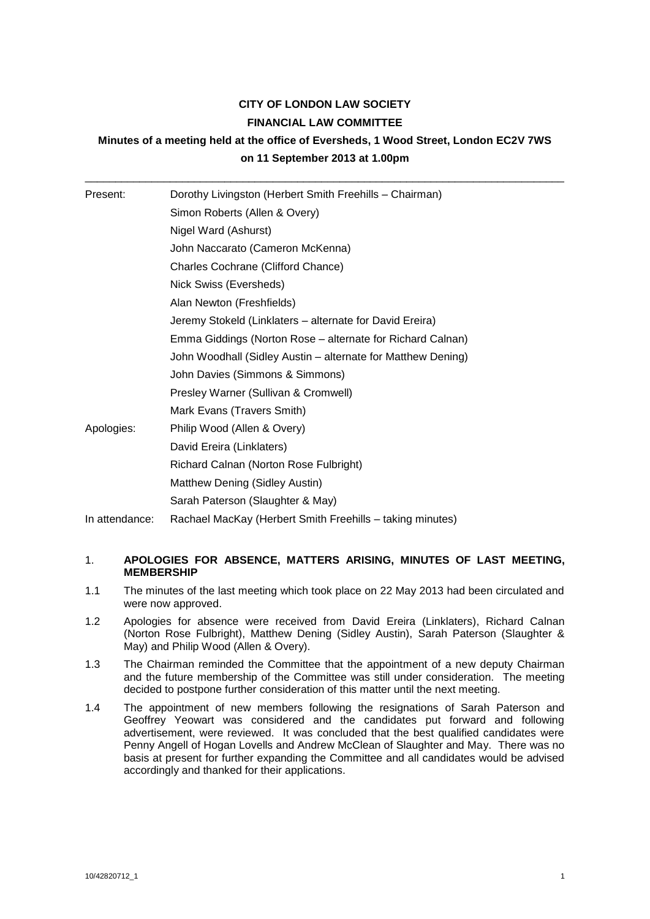**CITY OF LONDON LAW SOCIETY**

**FINANCIAL LAW COMMITTEE**

**Minutes of a meeting held at the office of Eversheds, 1 Wood Street, London EC2V 7WS on 11 September 2013 at 1.00pm**

---

| | |
|---|---|
| Present: | Dorothy Livingston (Herbert Smith Freehills – Chairman) |
| | Simon Roberts (Allen & Overy) |
| | Nigel Ward (Ashurst) |
| | John Naccarato (Cameron McKenna) |
| | Charles Cochrane (Clifford Chance) |
| | Nick Swiss (Eversheds) |
| | Alan Newton (Freshfields) |
| | Jeremy Stokeld (Linklaters – alternate for David Ereira) |
| | Emma Giddings (Norton Rose – alternate for Richard Calnan) |
| | John Woodhall (Sidley Austin – alternate for Matthew Dening) |
| | John Davies (Simmons & Simmons) |
| | Presley Warner (Sullivan & Cromwell) |
| | Mark Evans (Travers Smith) |
| Apologies: | Philip Wood (Allen & Overy) |
| | David Ereira (Linklaters) |
| | Richard Calnan (Norton Rose Fulbright) |
| | Matthew Dening (Sidley Austin) |
| | Sarah Paterson (Slaughter & May) |
| In attendance: | Rachael MacKay (Herbert Smith Freehills – taking minutes) |

1. **APOLOGIES FOR ABSENCE, MATTERS ARISING, MINUTES OF LAST MEETING, MEMBERSHIP**

1.1 The minutes of the last meeting which took place on 22 May 2013 had been circulated and were now approved.

1.2 Apologies for absence were received from David Ereira (Linklaters), Richard Calnan (Norton Rose Fulbright), Matthew Dening (Sidley Austin), Sarah Paterson (Slaughter & May) and Philip Wood (Allen & Overy).

1.3 The Chairman reminded the Committee that the appointment of a new deputy Chairman and the future membership of the Committee was still under consideration. The meeting decided to postpone further consideration of this matter until the next meeting.

1.4 The appointment of new members following the resignations of Sarah Paterson and Geoffrey Yeowart was considered and the candidates put forward and following advertisement, were reviewed. It was concluded that the best qualified candidates were Penny Angell of Hogan Lovells and Andrew McClean of Slaughter and May. There was no basis at present for further expanding the Committee and all candidates would be advised accordingly and thanked for their applications.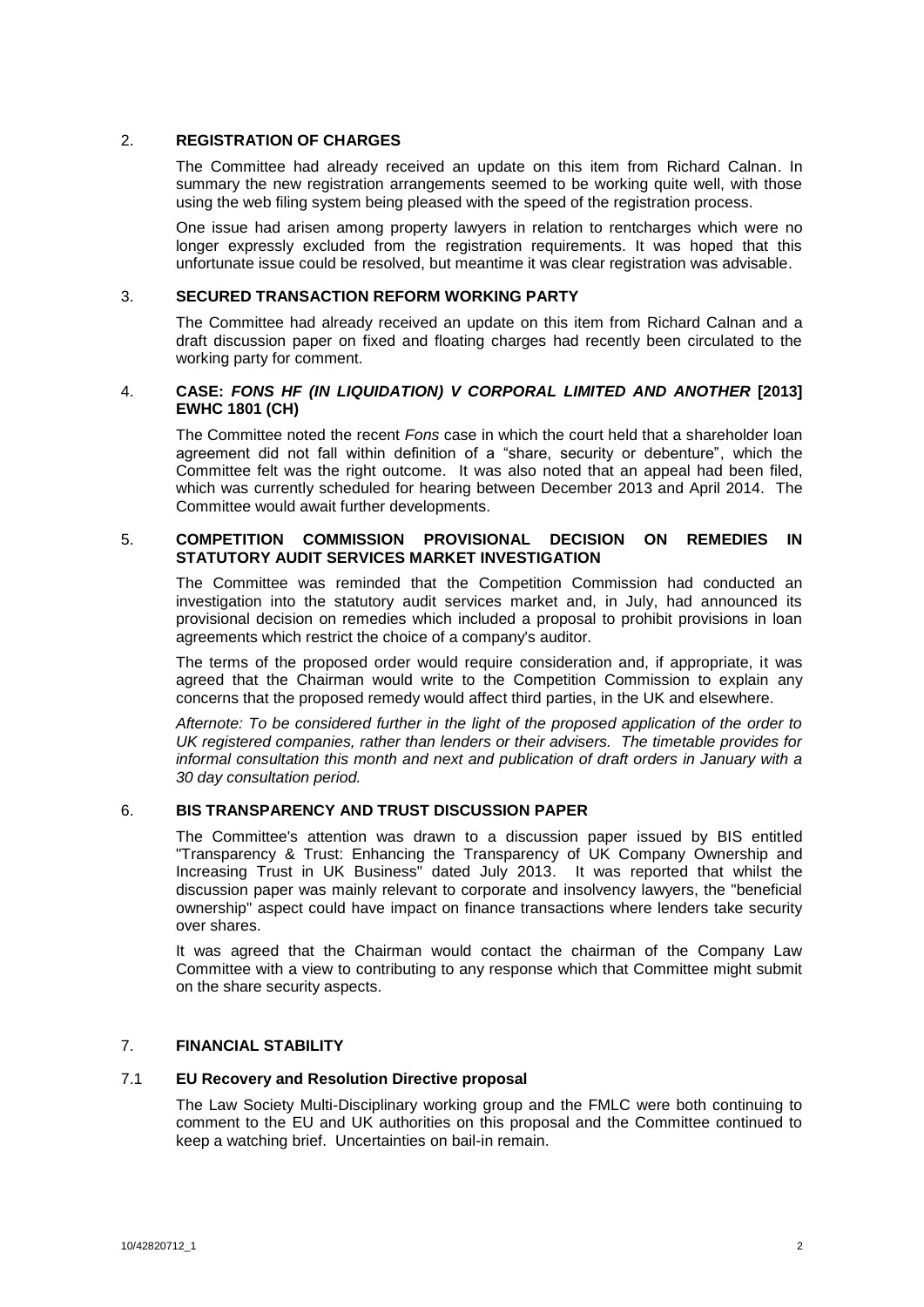## 2. REGISTRATION OF CHARGES

The Committee had already received an update on this item from Richard Calnan. In summary the new registration arrangements seemed to be working quite well, with those using the web filing system being pleased with the speed of the registration process.

One issue had arisen among property lawyers in relation to rentcharges which were no longer expressly excluded from the registration requirements. It was hoped that this unfortunate issue could be resolved, but meantime it was clear registration was advisable.

## 3. SECURED TRANSACTION REFORM WORKING PARTY

The Committee had already received an update on this item from Richard Calnan and a draft discussion paper on fixed and floating charges had recently been circulated to the working party for comment.

## 4. CASE: *FONS HF (IN LIQUIDATION) V CORPORAL LIMITED AND ANOTHER* [2013] EWHC 1801 (CH)

The Committee noted the recent *Fons* case in which the court held that a shareholder loan agreement did not fall within definition of a "share, security or debenture", which the Committee felt was the right outcome. It was also noted that an appeal had been filed, which was currently scheduled for hearing between December 2013 and April 2014. The Committee would await further developments.

## 5. COMPETITION COMMISSION PROVISIONAL DECISION ON REMEDIES IN STATUTORY AUDIT SERVICES MARKET INVESTIGATION

The Committee was reminded that the Competition Commission had conducted an investigation into the statutory audit services market and, in July, had announced its provisional decision on remedies which included a proposal to prohibit provisions in loan agreements which restrict the choice of a company's auditor.

The terms of the proposed order would require consideration and, if appropriate, it was agreed that the Chairman would write to the Competition Commission to explain any concerns that the proposed remedy would affect third parties, in the UK and elsewhere.

*Afternote: To be considered further in the light of the proposed application of the order to UK registered companies, rather than lenders or their advisers. The timetable provides for informal consultation this month and next and publication of draft orders in January with a 30 day consultation period.*

## 6. BIS TRANSPARENCY AND TRUST DISCUSSION PAPER

The Committee's attention was drawn to a discussion paper issued by BIS entitled "Transparency & Trust: Enhancing the Transparency of UK Company Ownership and Increasing Trust in UK Business" dated July 2013. It was reported that whilst the discussion paper was mainly relevant to corporate and insolvency lawyers, the "beneficial ownership" aspect could have impact on finance transactions where lenders take security over shares.

It was agreed that the Chairman would contact the chairman of the Company Law Committee with a view to contributing to any response which that Committee might submit on the share security aspects.

## 7. FINANCIAL STABILITY

### 7.1 EU Recovery and Resolution Directive proposal

The Law Society Multi-Disciplinary working group and the FMLC were both continuing to comment to the EU and UK authorities on this proposal and the Committee continued to keep a watching brief. Uncertainties on bail-in remain.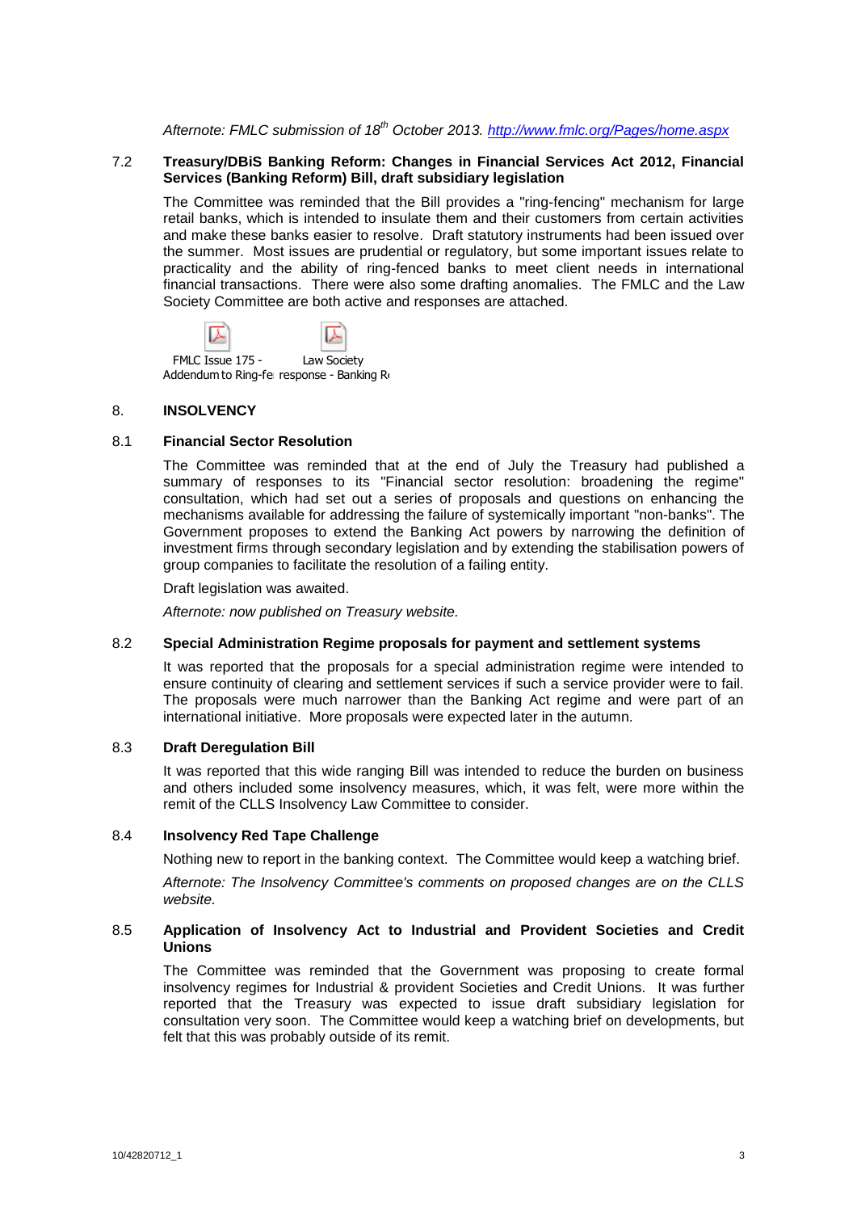*Afternote: FMLC submission of 18th October 2013. http://www.fmlc.org/Pages/home.aspx*

7.2 **Treasury/DBiS Banking Reform: Changes in Financial Services Act 2012, Financial Services (Banking Reform) Bill, draft subsidiary legislation**

The Committee was reminded that the Bill provides a "ring-fencing" mechanism for large retail banks, which is intended to insulate them and their customers from certain activities and make these banks easier to resolve. Draft statutory instruments had been issued over the summer. Most issues are prudential or regulatory, but some important issues relate to practicality and the ability of ring-fenced banks to meet client needs in international financial transactions. There were also some drafting anomalies. The FMLC and the Law Society Committee are both active and responses are attached.

FMLC Issue 175 - Addendum to Ring-fe     Law Society response - Banking R

8. **INSOLVENCY**

8.1 **Financial Sector Resolution**

The Committee was reminded that at the end of July the Treasury had published a summary of responses to its "Financial sector resolution: broadening the regime" consultation, which had set out a series of proposals and questions on enhancing the mechanisms available for addressing the failure of systemically important "non-banks". The Government proposes to extend the Banking Act powers by narrowing the definition of investment firms through secondary legislation and by extending the stabilisation powers of group companies to facilitate the resolution of a failing entity.

Draft legislation was awaited.

*Afternote: now published on Treasury website.*

8.2 **Special Administration Regime proposals for payment and settlement systems**

It was reported that the proposals for a special administration regime were intended to ensure continuity of clearing and settlement services if such a service provider were to fail. The proposals were much narrower than the Banking Act regime and were part of an international initiative. More proposals were expected later in the autumn.

8.3 **Draft Deregulation Bill**

It was reported that this wide ranging Bill was intended to reduce the burden on business and others included some insolvency measures, which, it was felt, were more within the remit of the CLLS Insolvency Law Committee to consider.

8.4 **Insolvency Red Tape Challenge**

Nothing new to report in the banking context. The Committee would keep a watching brief.

*Afternote: The Insolvency Committee's comments on proposed changes are on the CLLS website.*

8.5 **Application of Insolvency Act to Industrial and Provident Societies and Credit Unions**

The Committee was reminded that the Government was proposing to create formal insolvency regimes for Industrial & provident Societies and Credit Unions. It was further reported that the Treasury was expected to issue draft subsidiary legislation for consultation very soon. The Committee would keep a watching brief on developments, but felt that this was probably outside of its remit.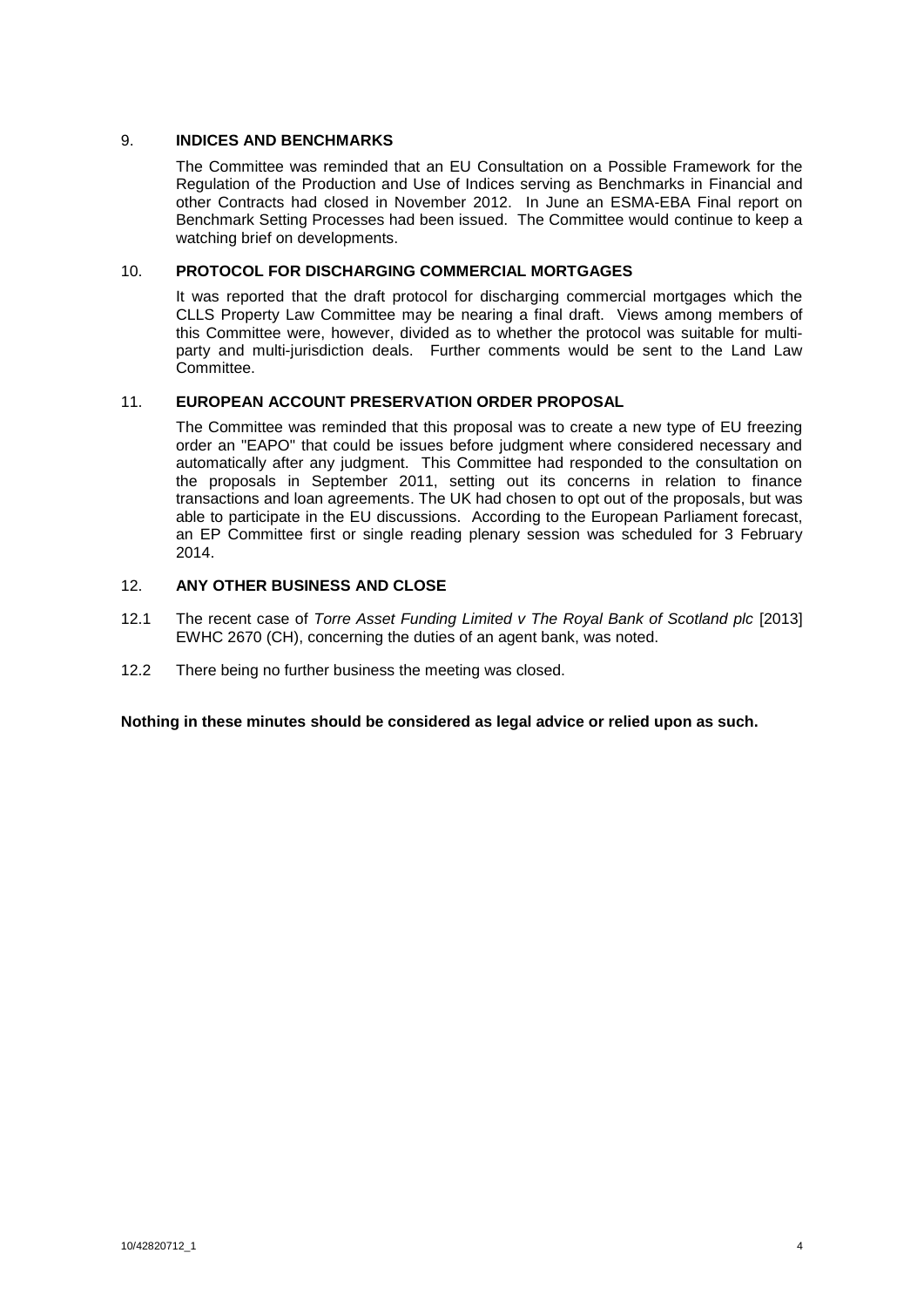## 9. INDICES AND BENCHMARKS

The Committee was reminded that an EU Consultation on a Possible Framework for the Regulation of the Production and Use of Indices serving as Benchmarks in Financial and other Contracts had closed in November 2012. In June an ESMA-EBA Final report on Benchmark Setting Processes had been issued. The Committee would continue to keep a watching brief on developments.

## 10. PROTOCOL FOR DISCHARGING COMMERCIAL MORTGAGES

It was reported that the draft protocol for discharging commercial mortgages which the CLLS Property Law Committee may be nearing a final draft. Views among members of this Committee were, however, divided as to whether the protocol was suitable for multi-party and multi-jurisdiction deals. Further comments would be sent to the Land Law Committee.

## 11. EUROPEAN ACCOUNT PRESERVATION ORDER PROPOSAL

The Committee was reminded that this proposal was to create a new type of EU freezing order an "EAPO" that could be issues before judgment where considered necessary and automatically after any judgment. This Committee had responded to the consultation on the proposals in September 2011, setting out its concerns in relation to finance transactions and loan agreements. The UK had chosen to opt out of the proposals, but was able to participate in the EU discussions. According to the European Parliament forecast, an EP Committee first or single reading plenary session was scheduled for 3 February 2014.

## 12. ANY OTHER BUSINESS AND CLOSE

12.1 The recent case of *Torre Asset Funding Limited v The Royal Bank of Scotland plc* [2013] EWHC 2670 (CH), concerning the duties of an agent bank, was noted.

12.2 There being no further business the meeting was closed.

**Nothing in these minutes should be considered as legal advice or relied upon as such.**